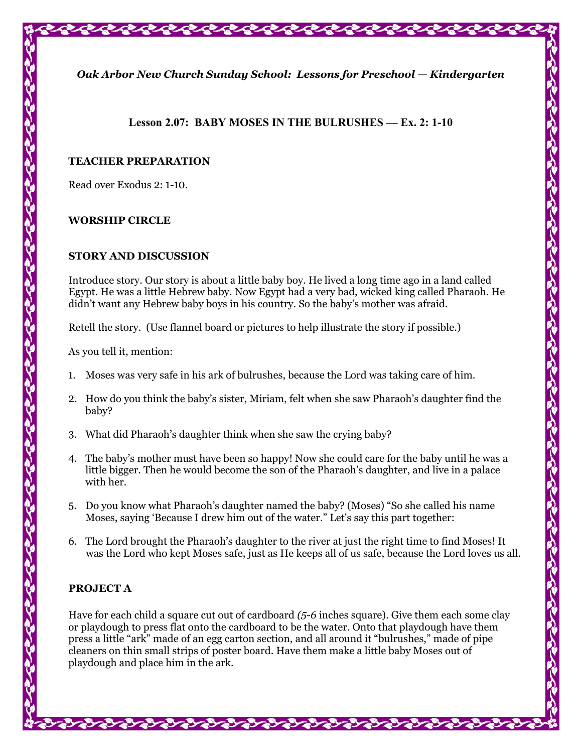*Oak Arbor New Church Sunday School: Lessons for Preschool — Kindergarten*

## Lesson 2.07: BABY MOSES IN THE BULRUSHES — Ex. 2: 1-10

### TEACHER PREPARATION

Read over Exodus 2: 1-10.

### WORSHIP CIRCLE

### STORY AND DISCUSSION

Introduce story. Our story is about a little baby boy. He lived a long time ago in a land called Egypt. He was a little Hebrew baby. Now Egypt had a very bad, wicked king called Pharaoh. He didn't want any Hebrew baby boys in his country. So the baby's mother was afraid.

Retell the story. (Use flannel board or pictures to help illustrate the story if possible.)

As you tell it, mention:

1. Moses was very safe in his ark of bulrushes, because the Lord was taking care of him.
2. How do you think the baby's sister, Miriam, felt when she saw Pharaoh's daughter find the baby?
3. What did Pharaoh's daughter think when she saw the crying baby?
4. The baby's mother must have been so happy! Now she could care for the baby until he was a little bigger. Then he would become the son of the Pharaoh's daughter, and live in a palace with her.
5. Do you know what Pharaoh's daughter named the baby? (Moses) "So she called his name Moses, saying 'Because I drew him out of the water." Let's say this part together:
6. The Lord brought the Pharaoh's daughter to the river at just the right time to find Moses! It was the Lord who kept Moses safe, just as He keeps all of us safe, because the Lord loves us all.

### PROJECT A

Have for each child a square cut out of cardboard *(5-6* inches square). Give them each some clay or playdough to press flat onto the cardboard to be the water. Onto that playdough have them press a little "ark" made of an egg carton section, and all around it "bulrushes," made of pipe cleaners on thin small strips of poster board. Have them make a little baby Moses out of playdough and place him in the ark.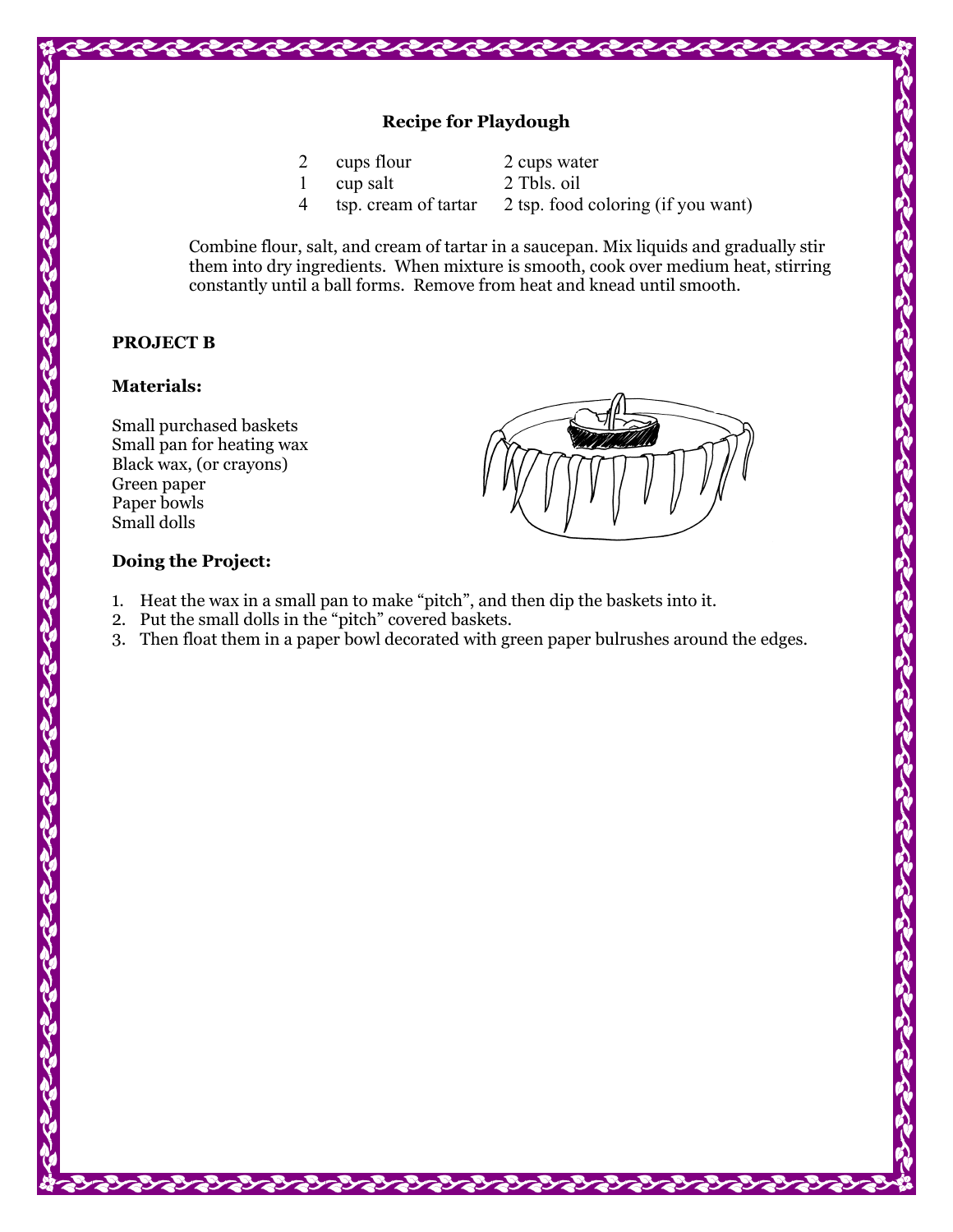**Recipe for Playdough**

| | | |
|---|---|---|
| 2 | cups flour | 2 cups water |
| 1 | cup salt | 2 Tbls. oil |
| 4 | tsp. cream of tartar | 2 tsp. food coloring (if you want) |

Combine flour, salt, and cream of tartar in a saucepan. Mix liquids and gradually stir them into dry ingredients. When mixture is smooth, cook over medium heat, stirring constantly until a ball forms. Remove from heat and knead until smooth.

**PROJECT B**

**Materials:**

Small purchased baskets
Small pan for heating wax
Black wax, (or crayons)
Green paper
Paper bowls
Small dolls

**Doing the Project:**

1. Heat the wax in a small pan to make "pitch", and then dip the baskets into it.
2. Put the small dolls in the "pitch" covered baskets.
3. Then float them in a paper bowl decorated with green paper bulrushes around the edges.